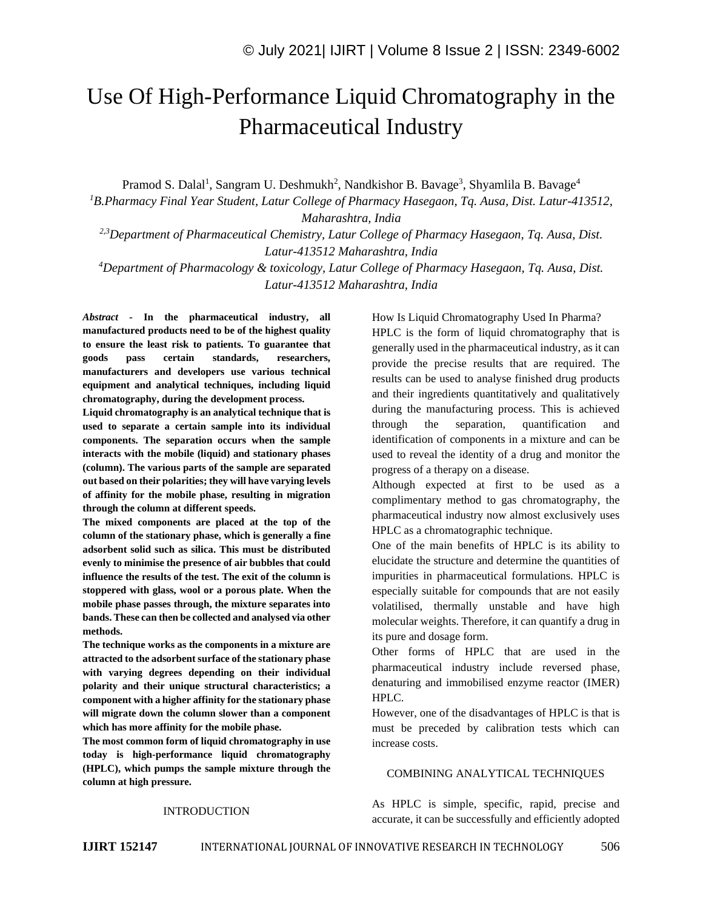# Use Of High-Performance Liquid Chromatography in the Pharmaceutical Industry

Pramod S. Dalal[1], Sangram U. Deshmukh[2], Nandkishor B. Bavage[3], Shyamlila B. Bavage[4]

[1]*B.Pharmacy Final Year Student, Latur College of Pharmacy Hasegaon, Tq. Ausa, Dist. Latur-413512, Maharashtra, India*

[2,3]*Department of Pharmaceutical Chemistry, Latur College of Pharmacy Hasegaon, Tq. Ausa, Dist. Latur-413512 Maharashtra, India*

[4]*Department of Pharmacology & toxicology, Latur College of Pharmacy Hasegaon, Tq. Ausa, Dist. Latur-413512 Maharashtra, India*

***Abstract*** **- In the pharmaceutical industry, all manufactured products need to be of the highest quality to ensure the least risk to patients. To guarantee that goods pass certain standards, researchers, manufacturers and developers use various technical equipment and analytical techniques, including liquid chromatography, during the development process.**

**Liquid chromatography is an analytical technique that is used to separate a certain sample into its individual components. The separation occurs when the sample interacts with the mobile (liquid) and stationary phases (column). The various parts of the sample are separated out based on their polarities; they will have varying levels of affinity for the mobile phase, resulting in migration through the column at different speeds.**

**The mixed components are placed at the top of the column of the stationary phase, which is generally a fine adsorbent solid such as silica. This must be distributed evenly to minimise the presence of air bubbles that could influence the results of the test. The exit of the column is stoppered with glass, wool or a porous plate. When the mobile phase passes through, the mixture separates into bands. These can then be collected and analysed via other methods.**

**The technique works as the components in a mixture are attracted to the adsorbent surface of the stationary phase with varying degrees depending on their individual polarity and their unique structural characteristics; a component with a higher affinity for the stationary phase will migrate down the column slower than a component which has more affinity for the mobile phase.**

**The most common form of liquid chromatography in use today is high-performance liquid chromatography (HPLC), which pumps the sample mixture through the column at high pressure.**

## INTRODUCTION

How Is Liquid Chromatography Used In Pharma?

HPLC is the form of liquid chromatography that is generally used in the pharmaceutical industry, as it can provide the precise results that are required. The results can be used to analyse finished drug products and their ingredients quantitatively and qualitatively during the manufacturing process. This is achieved through the separation, quantification and identification of components in a mixture and can be used to reveal the identity of a drug and monitor the progress of a therapy on a disease.

Although expected at first to be used as a complimentary method to gas chromatography, the pharmaceutical industry now almost exclusively uses HPLC as a chromatographic technique.

One of the main benefits of HPLC is its ability to elucidate the structure and determine the quantities of impurities in pharmaceutical formulations. HPLC is especially suitable for compounds that are not easily volatilised, thermally unstable and have high molecular weights. Therefore, it can quantify a drug in its pure and dosage form.

Other forms of HPLC that are used in the pharmaceutical industry include reversed phase, denaturing and immobilised enzyme reactor (IMER) HPLC.

However, one of the disadvantages of HPLC is that is must be preceded by calibration tests which can increase costs.

## COMBINING ANALYTICAL TECHNIQUES

As HPLC is simple, specific, rapid, precise and accurate, it can be successfully and efficiently adopted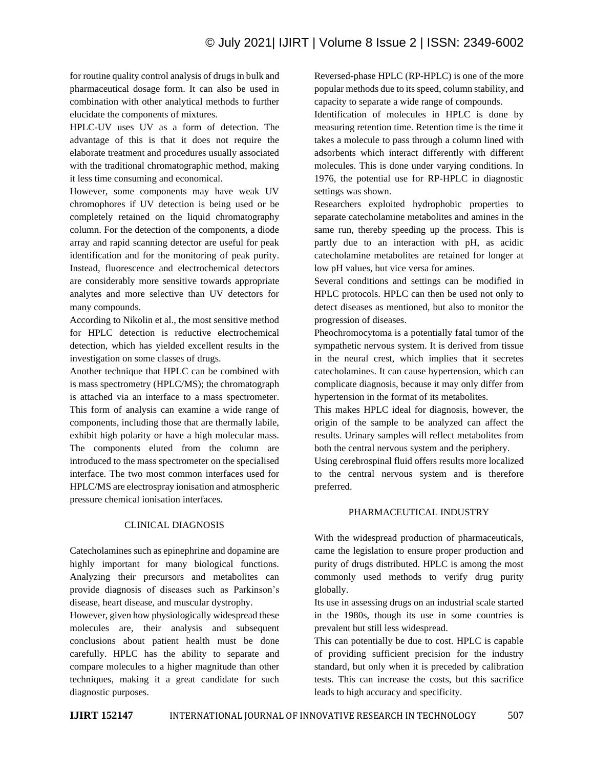for routine quality control analysis of drugs in bulk and pharmaceutical dosage form. It can also be used in combination with other analytical methods to further elucidate the components of mixtures.

HPLC-UV uses UV as a form of detection. The advantage of this is that it does not require the elaborate treatment and procedures usually associated with the traditional chromatographic method, making it less time consuming and economical.

However, some components may have weak UV chromophores if UV detection is being used or be completely retained on the liquid chromatography column. For the detection of the components, a diode array and rapid scanning detector are useful for peak identification and for the monitoring of peak purity. Instead, fluorescence and electrochemical detectors are considerably more sensitive towards appropriate analytes and more selective than UV detectors for many compounds.

According to Nikolin et al., the most sensitive method for HPLC detection is reductive electrochemical detection, which has yielded excellent results in the investigation on some classes of drugs.

Another technique that HPLC can be combined with is mass spectrometry (HPLC/MS); the chromatograph is attached via an interface to a mass spectrometer. This form of analysis can examine a wide range of components, including those that are thermally labile, exhibit high polarity or have a high molecular mass. The components eluted from the column are introduced to the mass spectrometer on the specialised interface. The two most common interfaces used for HPLC/MS are electrospray ionisation and atmospheric pressure chemical ionisation interfaces.

## CLINICAL DIAGNOSIS

Catecholamines such as epinephrine and dopamine are highly important for many biological functions. Analyzing their precursors and metabolites can provide diagnosis of diseases such as Parkinson's disease, heart disease, and muscular dystrophy.

However, given how physiologically widespread these molecules are, their analysis and subsequent conclusions about patient health must be done carefully. HPLC has the ability to separate and compare molecules to a higher magnitude than other techniques, making it a great candidate for such diagnostic purposes.

Reversed-phase HPLC (RP-HPLC) is one of the more popular methods due to its speed, column stability, and capacity to separate a wide range of compounds.

Identification of molecules in HPLC is done by measuring retention time. Retention time is the time it takes a molecule to pass through a column lined with adsorbents which interact differently with different molecules. This is done under varying conditions. In 1976, the potential use for RP-HPLC in diagnostic settings was shown.

Researchers exploited hydrophobic properties to separate catecholamine metabolites and amines in the same run, thereby speeding up the process. This is partly due to an interaction with pH, as acidic catecholamine metabolites are retained for longer at low pH values, but vice versa for amines.

Several conditions and settings can be modified in HPLC protocols. HPLC can then be used not only to detect diseases as mentioned, but also to monitor the progression of diseases.

Pheochromocytoma is a potentially fatal tumor of the sympathetic nervous system. It is derived from tissue in the neural crest, which implies that it secretes catecholamines. It can cause hypertension, which can complicate diagnosis, because it may only differ from hypertension in the format of its metabolites.

This makes HPLC ideal for diagnosis, however, the origin of the sample to be analyzed can affect the results. Urinary samples will reflect metabolites from both the central nervous system and the periphery.

Using cerebrospinal fluid offers results more localized to the central nervous system and is therefore preferred.

## PHARMACEUTICAL INDUSTRY

With the widespread production of pharmaceuticals, came the legislation to ensure proper production and purity of drugs distributed. HPLC is among the most commonly used methods to verify drug purity globally.

Its use in assessing drugs on an industrial scale started in the 1980s, though its use in some countries is prevalent but still less widespread.

This can potentially be due to cost. HPLC is capable of providing sufficient precision for the industry standard, but only when it is preceded by calibration tests. This can increase the costs, but this sacrifice leads to high accuracy and specificity.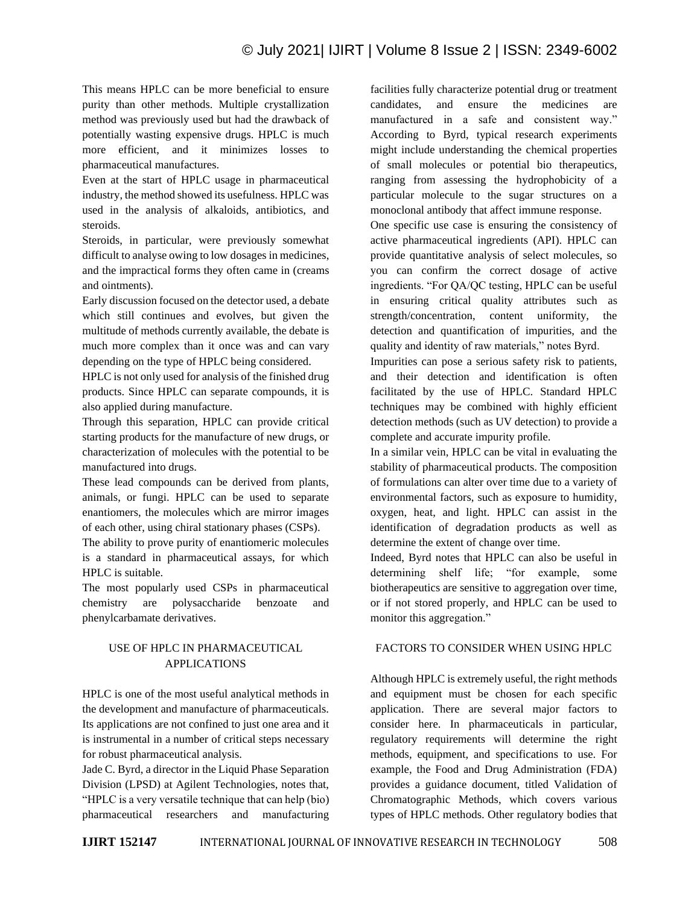This means HPLC can be more beneficial to ensure purity than other methods. Multiple crystallization method was previously used but had the drawback of potentially wasting expensive drugs. HPLC is much more efficient, and it minimizes losses to pharmaceutical manufactures.

Even at the start of HPLC usage in pharmaceutical industry, the method showed its usefulness. HPLC was used in the analysis of alkaloids, antibiotics, and steroids.

Steroids, in particular, were previously somewhat difficult to analyse owing to low dosages in medicines, and the impractical forms they often came in (creams and ointments).

Early discussion focused on the detector used, a debate which still continues and evolves, but given the multitude of methods currently available, the debate is much more complex than it once was and can vary depending on the type of HPLC being considered.

HPLC is not only used for analysis of the finished drug products. Since HPLC can separate compounds, it is also applied during manufacture.

Through this separation, HPLC can provide critical starting products for the manufacture of new drugs, or characterization of molecules with the potential to be manufactured into drugs.

These lead compounds can be derived from plants, animals, or fungi. HPLC can be used to separate enantiomers, the molecules which are mirror images of each other, using chiral stationary phases (CSPs).

The ability to prove purity of enantiomeric molecules is a standard in pharmaceutical assays, for which HPLC is suitable.

The most popularly used CSPs in pharmaceutical chemistry are polysaccharide benzoate and phenylcarbamate derivatives.

## USE OF HPLC IN PHARMACEUTICAL APPLICATIONS

HPLC is one of the most useful analytical methods in the development and manufacture of pharmaceuticals. Its applications are not confined to just one area and it is instrumental in a number of critical steps necessary for robust pharmaceutical analysis.

Jade C. Byrd, a director in the Liquid Phase Separation Division (LPSD) at Agilent Technologies, notes that, "HPLC is a very versatile technique that can help (bio) pharmaceutical researchers and manufacturing facilities fully characterize potential drug or treatment candidates, and ensure the medicines are manufactured in a safe and consistent way." According to Byrd, typical research experiments might include understanding the chemical properties of small molecules or potential bio therapeutics, ranging from assessing the hydrophobicity of a particular molecule to the sugar structures on a monoclonal antibody that affect immune response.

One specific use case is ensuring the consistency of active pharmaceutical ingredients (API). HPLC can provide quantitative analysis of select molecules, so you can confirm the correct dosage of active ingredients. "For QA/QC testing, HPLC can be useful in ensuring critical quality attributes such as strength/concentration, content uniformity, the detection and quantification of impurities, and the quality and identity of raw materials," notes Byrd.

Impurities can pose a serious safety risk to patients, and their detection and identification is often facilitated by the use of HPLC. Standard HPLC techniques may be combined with highly efficient detection methods (such as UV detection) to provide a complete and accurate impurity profile.

In a similar vein, HPLC can be vital in evaluating the stability of pharmaceutical products. The composition of formulations can alter over time due to a variety of environmental factors, such as exposure to humidity, oxygen, heat, and light. HPLC can assist in the identification of degradation products as well as determine the extent of change over time.

Indeed, Byrd notes that HPLC can also be useful in determining shelf life; "for example, some biotherapeutics are sensitive to aggregation over time, or if not stored properly, and HPLC can be used to monitor this aggregation."

## FACTORS TO CONSIDER WHEN USING HPLC

Although HPLC is extremely useful, the right methods and equipment must be chosen for each specific application. There are several major factors to consider here. In pharmaceuticals in particular, regulatory requirements will determine the right methods, equipment, and specifications to use. For example, the Food and Drug Administration (FDA) provides a guidance document, titled Validation of Chromatographic Methods, which covers various types of HPLC methods. Other regulatory bodies that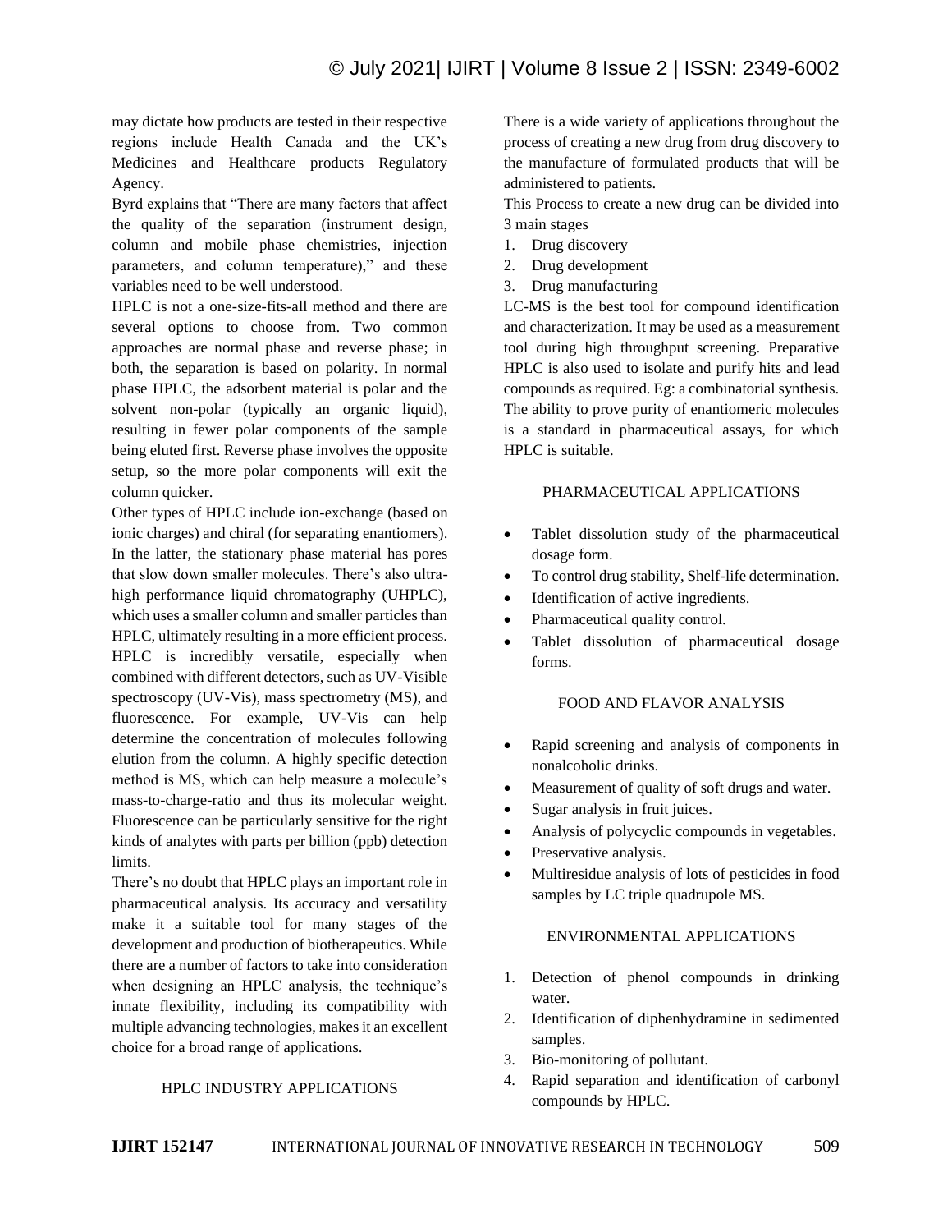may dictate how products are tested in their respective regions include Health Canada and the UK's Medicines and Healthcare products Regulatory Agency.

Byrd explains that "There are many factors that affect the quality of the separation (instrument design, column and mobile phase chemistries, injection parameters, and column temperature)," and these variables need to be well understood.

HPLC is not a one-size-fits-all method and there are several options to choose from. Two common approaches are normal phase and reverse phase; in both, the separation is based on polarity. In normal phase HPLC, the adsorbent material is polar and the solvent non-polar (typically an organic liquid), resulting in fewer polar components of the sample being eluted first. Reverse phase involves the opposite setup, so the more polar components will exit the column quicker.

Other types of HPLC include ion-exchange (based on ionic charges) and chiral (for separating enantiomers). In the latter, the stationary phase material has pores that slow down smaller molecules. There's also ultra-high performance liquid chromatography (UHPLC), which uses a smaller column and smaller particles than HPLC, ultimately resulting in a more efficient process.

HPLC is incredibly versatile, especially when combined with different detectors, such as UV-Visible spectroscopy (UV-Vis), mass spectrometry (MS), and fluorescence. For example, UV-Vis can help determine the concentration of molecules following elution from the column. A highly specific detection method is MS, which can help measure a molecule's mass-to-charge-ratio and thus its molecular weight. Fluorescence can be particularly sensitive for the right kinds of analytes with parts per billion (ppb) detection limits.

There's no doubt that HPLC plays an important role in pharmaceutical analysis. Its accuracy and versatility make it a suitable tool for many stages of the development and production of biotherapeutics. While there are a number of factors to take into consideration when designing an HPLC analysis, the technique's innate flexibility, including its compatibility with multiple advancing technologies, makes it an excellent choice for a broad range of applications.

## HPLC INDUSTRY APPLICATIONS

There is a wide variety of applications throughout the process of creating a new drug from drug discovery to the manufacture of formulated products that will be administered to patients.

This Process to create a new drug can be divided into 3 main stages

1. Drug discovery
2. Drug development
3. Drug manufacturing

LC-MS is the best tool for compound identification and characterization. It may be used as a measurement tool during high throughput screening. Preparative HPLC is also used to isolate and purify hits and lead compounds as required. Eg: a combinatorial synthesis. The ability to prove purity of enantiomeric molecules is a standard in pharmaceutical assays, for which HPLC is suitable.

## PHARMACEUTICAL APPLICATIONS

- Tablet dissolution study of the pharmaceutical dosage form.
- To control drug stability, Shelf-life determination.
- Identification of active ingredients.
- Pharmaceutical quality control.
- Tablet dissolution of pharmaceutical dosage forms.

## FOOD AND FLAVOR ANALYSIS

- Rapid screening and analysis of components in nonalcoholic drinks.
- Measurement of quality of soft drugs and water.
- Sugar analysis in fruit juices.
- Analysis of polycyclic compounds in vegetables.
- Preservative analysis.
- Multiresidue analysis of lots of pesticides in food samples by LC triple quadrupole MS.

## ENVIRONMENTAL APPLICATIONS

1. Detection of phenol compounds in drinking water.
2. Identification of diphenhydramine in sedimented samples.
3. Bio-monitoring of pollutant.
4. Rapid separation and identification of carbonyl compounds by HPLC.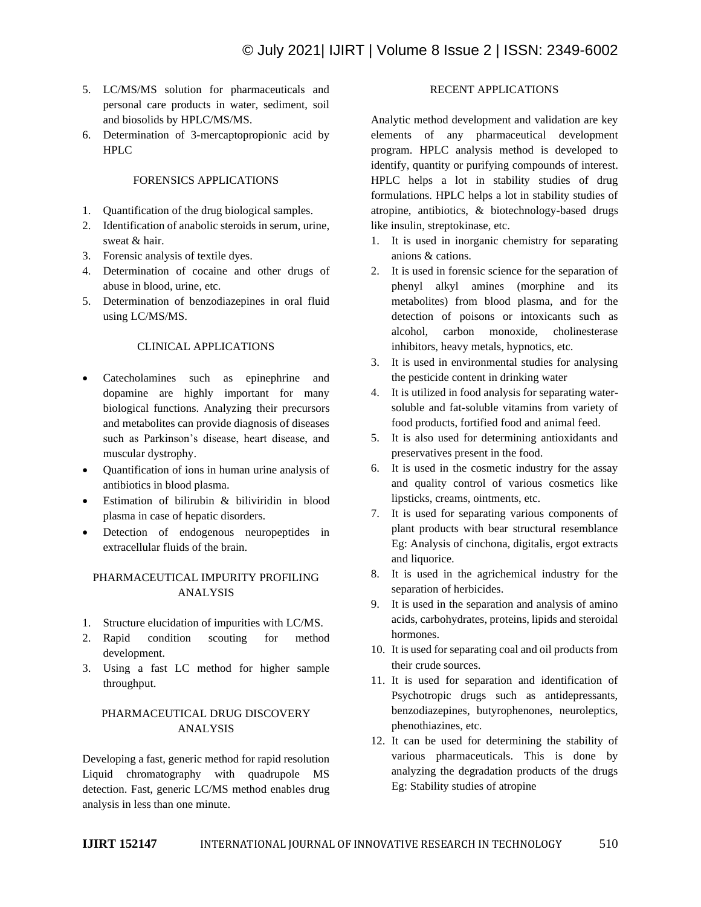5. LC/MS/MS solution for pharmaceuticals and personal care products in water, sediment, soil and biosolids by HPLC/MS/MS.
6. Determination of 3-mercaptopropionic acid by HPLC

## FORENSICS APPLICATIONS

1. Quantification of the drug biological samples.
2. Identification of anabolic steroids in serum, urine, sweat & hair.
3. Forensic analysis of textile dyes.
4. Determination of cocaine and other drugs of abuse in blood, urine, etc.
5. Determination of benzodiazepines in oral fluid using LC/MS/MS.

## CLINICAL APPLICATIONS

- Catecholamines such as epinephrine and dopamine are highly important for many biological functions. Analyzing their precursors and metabolites can provide diagnosis of diseases such as Parkinson's disease, heart disease, and muscular dystrophy.
- Quantification of ions in human urine analysis of antibiotics in blood plasma.
- Estimation of bilirubin & biliviridin in blood plasma in case of hepatic disorders.
- Detection of endogenous neuropeptides in extracellular fluids of the brain.

## PHARMACEUTICAL IMPURITY PROFILING ANALYSIS

1. Structure elucidation of impurities with LC/MS.
2. Rapid condition scouting for method development.
3. Using a fast LC method for higher sample throughput.

## PHARMACEUTICAL DRUG DISCOVERY ANALYSIS

Developing a fast, generic method for rapid resolution Liquid chromatography with quadrupole MS detection. Fast, generic LC/MS method enables drug analysis in less than one minute.

## RECENT APPLICATIONS

Analytic method development and validation are key elements of any pharmaceutical development program. HPLC analysis method is developed to identify, quantity or purifying compounds of interest. HPLC helps a lot in stability studies of drug formulations. HPLC helps a lot in stability studies of atropine, antibiotics, & biotechnology-based drugs like insulin, streptokinase, etc.

1. It is used in inorganic chemistry for separating anions & cations.
2. It is used in forensic science for the separation of phenyl alkyl amines (morphine and its metabolites) from blood plasma, and for the detection of poisons or intoxicants such as alcohol, carbon monoxide, cholinesterase inhibitors, heavy metals, hypnotics, etc.
3. It is used in environmental studies for analysing the pesticide content in drinking water
4. It is utilized in food analysis for separating water-soluble and fat-soluble vitamins from variety of food products, fortified food and animal feed.
5. It is also used for determining antioxidants and preservatives present in the food.
6. It is used in the cosmetic industry for the assay and quality control of various cosmetics like lipsticks, creams, ointments, etc.
7. It is used for separating various components of plant products with bear structural resemblance Eg: Analysis of cinchona, digitalis, ergot extracts and liquorice.
8. It is used in the agrichemical industry for the separation of herbicides.
9. It is used in the separation and analysis of amino acids, carbohydrates, proteins, lipids and steroidal hormones.
10. It is used for separating coal and oil products from their crude sources.
11. It is used for separation and identification of Psychotropic drugs such as antidepressants, benzodiazepines, butyrophenones, neuroleptics, phenothiazines, etc.
12. It can be used for determining the stability of various pharmaceuticals. This is done by analyzing the degradation products of the drugs Eg: Stability studies of atropine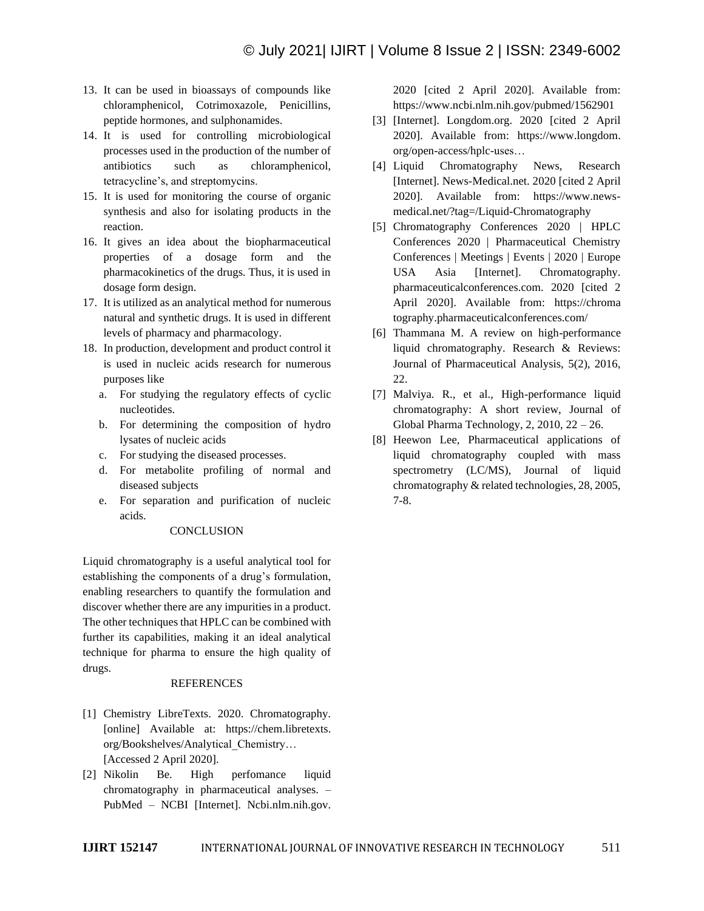13. It can be used in bioassays of compounds like chloramphenicol, Cotrimoxazole, Penicillins, peptide hormones, and sulphonamides.
14. It is used for controlling microbiological processes used in the production of the number of antibiotics such as chloramphenicol, tetracycline's, and streptomycins.
15. It is used for monitoring the course of organic synthesis and also for isolating products in the reaction.
16. It gives an idea about the biopharmaceutical properties of a dosage form and the pharmacokinetics of the drugs. Thus, it is used in dosage form design.
17. It is utilized as an analytical method for numerous natural and synthetic drugs. It is used in different levels of pharmacy and pharmacology.
18. In production, development and product control it is used in nucleic acids research for numerous purposes like
    a. For studying the regulatory effects of cyclic nucleotides.
    b. For determining the composition of hydro lysates of nucleic acids
    c. For studying the diseased processes.
    d. For metabolite profiling of normal and diseased subjects
    e. For separation and purification of nucleic acids.

## CONCLUSION

Liquid chromatography is a useful analytical tool for establishing the components of a drug's formulation, enabling researchers to quantify the formulation and discover whether there are any impurities in a product. The other techniques that HPLC can be combined with further its capabilities, making it an ideal analytical technique for pharma to ensure the high quality of drugs.

## REFERENCES

[1] Chemistry LibreTexts. 2020. Chromatography. [online] Available at: https://chem.libretexts.org/Bookshelves/Analytical_Chemistry… [Accessed 2 April 2020].

[2] Nikolin Be. High perfomance liquid chromatography in pharmaceutical analyses. – PubMed – NCBI [Internet]. Ncbi.nlm.nih.gov. 2020 [cited 2 April 2020]. Available from: https://www.ncbi.nlm.nih.gov/pubmed/1562901

[3] [Internet]. Longdom.org. 2020 [cited 2 April 2020]. Available from: https://www.longdom.org/open-access/hplc-uses…

[4] Liquid Chromatography News, Research [Internet]. News-Medical.net. 2020 [cited 2 April 2020]. Available from: https://www.news-medical.net/?tag=/Liquid-Chromatography

[5] Chromatography Conferences 2020 | HPLC Conferences 2020 | Pharmaceutical Chemistry Conferences | Meetings | Events | 2020 | Europe USA Asia [Internet]. Chromatography. pharmaceuticalconferences.com. 2020 [cited 2 April 2020]. Available from: https://chromatography.pharmaceuticalconferences.com/

[6] Thammana M. A review on high-performance liquid chromatography. Research & Reviews: Journal of Pharmaceutical Analysis, 5(2), 2016, 22.

[7] Malviya. R., et al., High-performance liquid chromatography: A short review, Journal of Global Pharma Technology, 2, 2010, 22 – 26.

[8] Heewon Lee, Pharmaceutical applications of liquid chromatography coupled with mass spectrometry (LC/MS), Journal of liquid chromatography & related technologies, 28, 2005, 7-8.